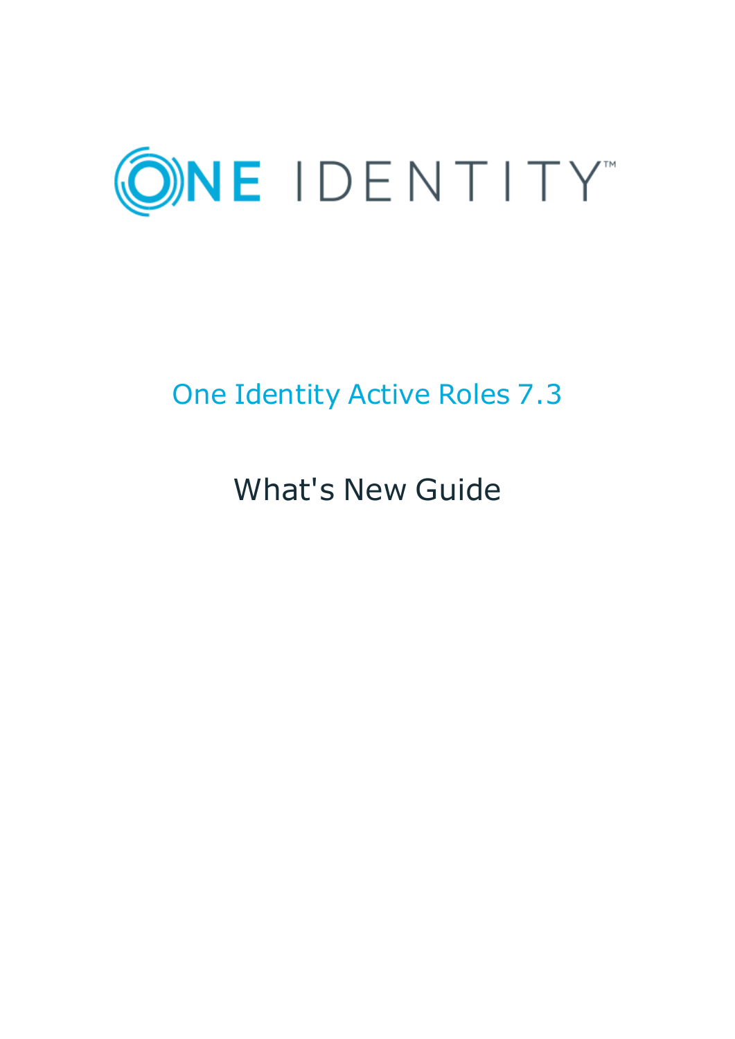# One Identity Active Roles 7.3

## What's New Guide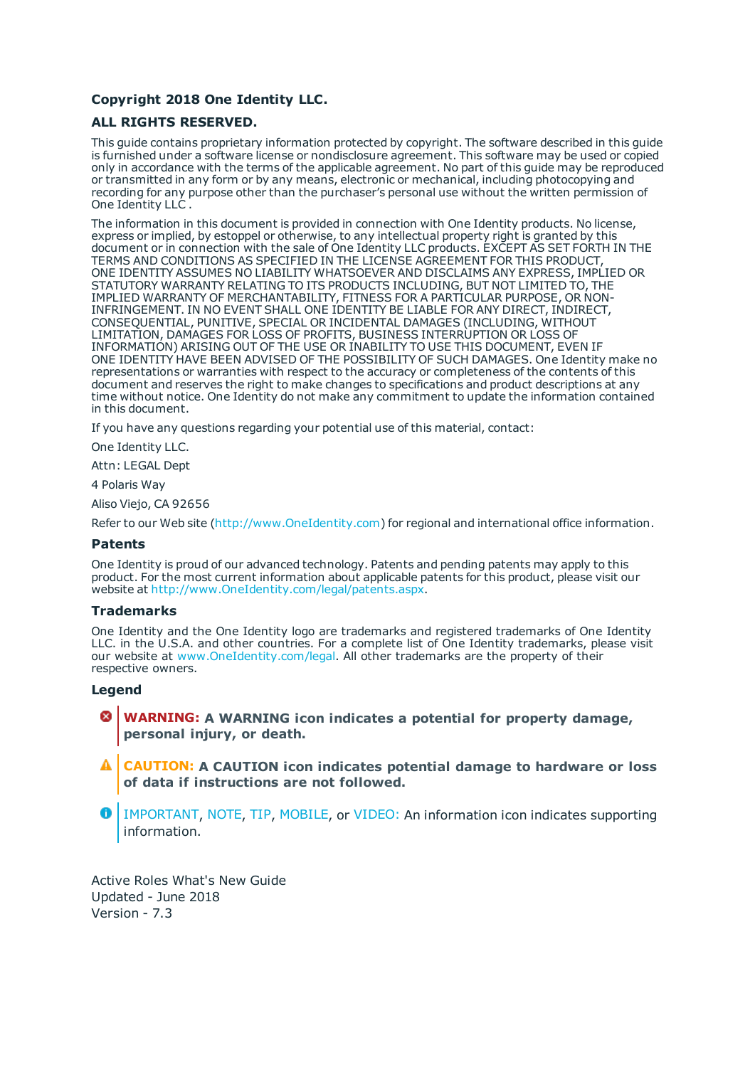**Copyright 2018 One Identity LLC.**

**ALL RIGHTS RESERVED.**

This guide contains proprietary information protected by copyright. The software described in this guide is furnished under a software license or nondisclosure agreement. This software may be used or copied only in accordance with the terms of the applicable agreement. No part of this guide may be reproduced or transmitted in any form or by any means, electronic or mechanical, including photocopying and recording for any purpose other than the purchaser's personal use without the written permission of One Identity LLC .

The information in this document is provided in connection with One Identity products. No license, express or implied, by estoppel or otherwise, to any intellectual property right is granted by this document or in connection with the sale of One Identity LLC products. EXCEPT AS SET FORTH IN THE TERMS AND CONDITIONS AS SPECIFIED IN THE LICENSE AGREEMENT FOR THIS PRODUCT, ONE IDENTITY ASSUMES NO LIABILITY WHATSOEVER AND DISCLAIMS ANY EXPRESS, IMPLIED OR STATUTORY WARRANTY RELATING TO ITS PRODUCTS INCLUDING, BUT NOT LIMITED TO, THE IMPLIED WARRANTY OF MERCHANTABILITY, FITNESS FOR A PARTICULAR PURPOSE, OR NON-INFRINGEMENT. IN NO EVENT SHALL ONE IDENTITY BE LIABLE FOR ANY DIRECT, INDIRECT, CONSEQUENTIAL, PUNITIVE, SPECIAL OR INCIDENTAL DAMAGES (INCLUDING, WITHOUT LIMITATION, DAMAGES FOR LOSS OF PROFITS, BUSINESS INTERRUPTION OR LOSS OF INFORMATION) ARISING OUT OF THE USE OR INABILITY TO USE THIS DOCUMENT, EVEN IF ONE IDENTITY HAVE BEEN ADVISED OF THE POSSIBILITY OF SUCH DAMAGES. One Identity make no representations or warranties with respect to the accuracy or completeness of the contents of this document and reserves the right to make changes to specifications and product descriptions at any time without notice. One Identity do not make any commitment to update the information contained in this document.

If you have any questions regarding your potential use of this material, contact:

One Identity LLC.

Attn: LEGAL Dept

4 Polaris Way

Aliso Viejo, CA 92656

Refer to our Web site (http://www.OneIdentity.com) for regional and international office information.

### Patents

One Identity is proud of our advanced technology. Patents and pending patents may apply to this product. For the most current information about applicable patents for this product, please visit our website at http://www.OneIdentity.com/legal/patents.aspx.

### Trademarks

One Identity and the One Identity logo are trademarks and registered trademarks of One Identity LLC. in the U.S.A. and other countries. For a complete list of One Identity trademarks, please visit our website at www.OneIdentity.com/legal. All other trademarks are the property of their respective owners.

### Legend

**WARNING: A WARNING icon indicates a potential for property damage, personal injury, or death.**

**CAUTION: A CAUTION icon indicates potential damage to hardware or loss of data if instructions are not followed.**

IMPORTANT, NOTE, TIP, MOBILE, or VIDEO: An information icon indicates supporting information.

Active Roles What's New Guide
Updated - June 2018
Version - 7.3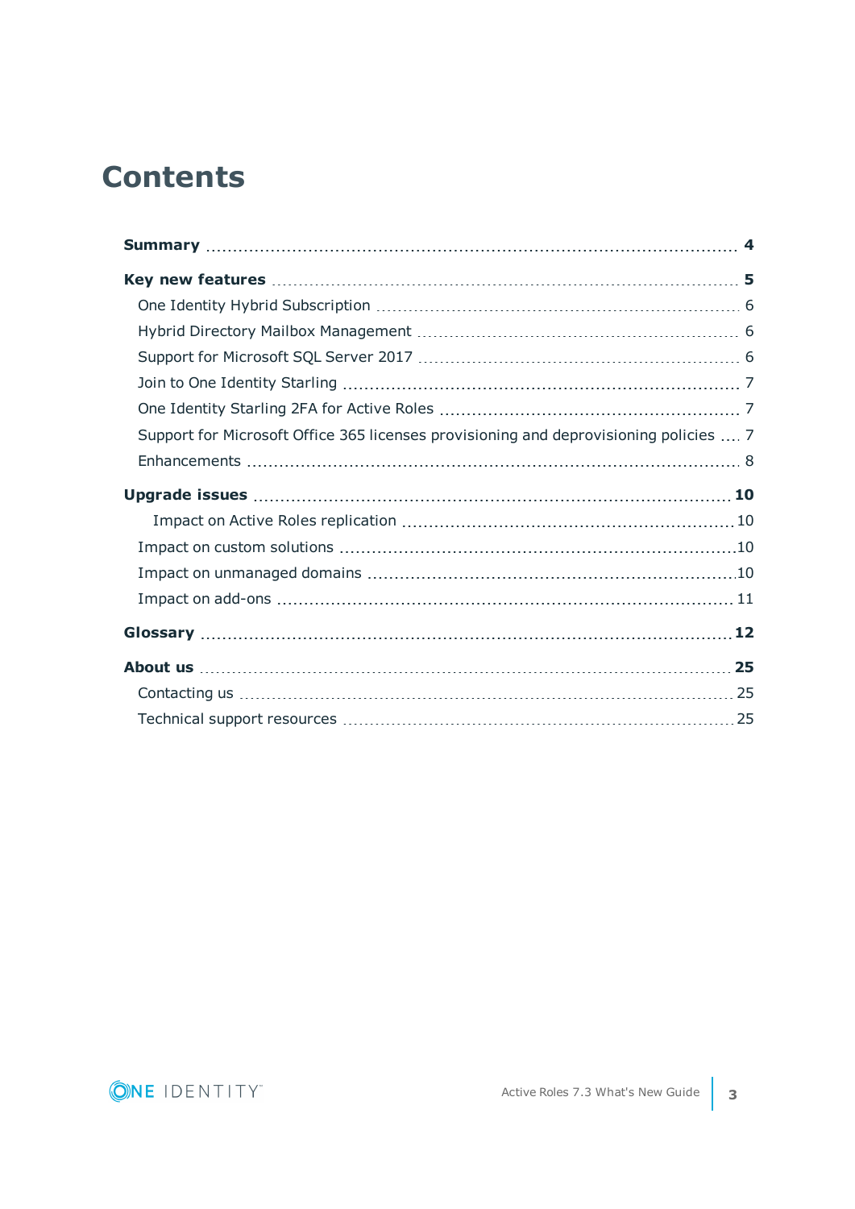# Contents

**Summary** 4

**Key new features** 5

- One Identity Hybrid Subscription 6
- Hybrid Directory Mailbox Management 6
- Support for Microsoft SQL Server 2017 6
- Join to One Identity Starling 7
- One Identity Starling 2FA for Active Roles 7
- Support for Microsoft Office 365 licenses provisioning and deprovisioning policies 7
- Enhancements 8

**Upgrade issues** 10

- Impact on Active Roles replication 10
- Impact on custom solutions 10
- Impact on unmanaged domains 10
- Impact on add-ons 11

**Glossary** 12

**About us** 25

- Contacting us 25
- Technical support resources 25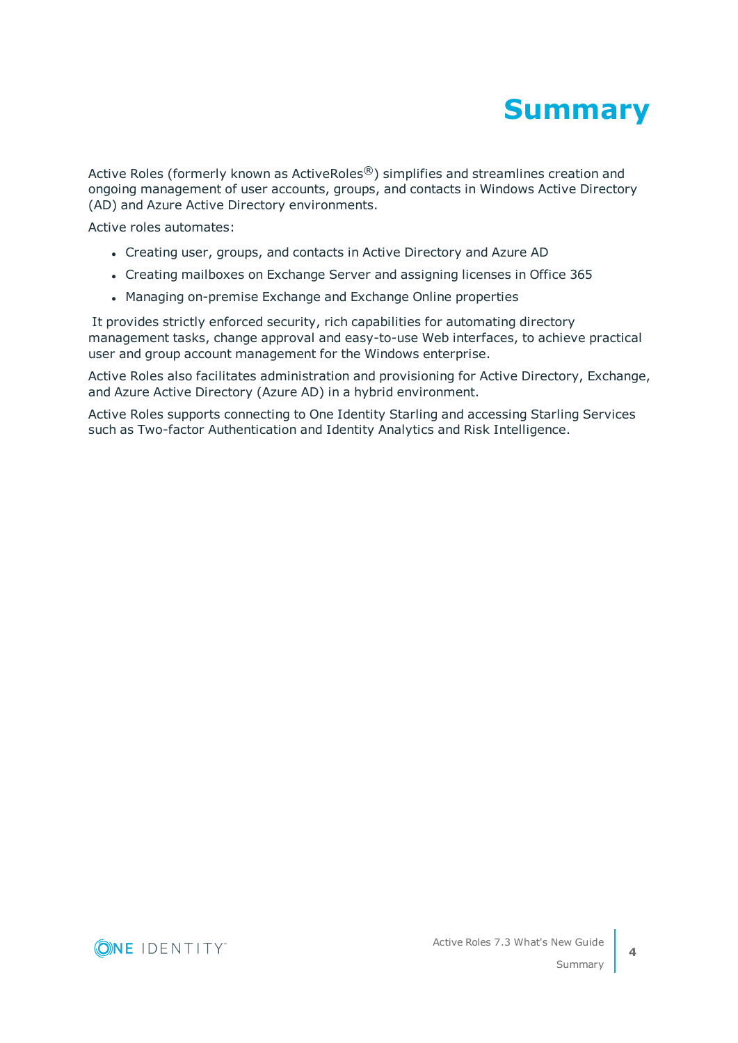# Summary

Active Roles (formerly known as ActiveRoles®) simplifies and streamlines creation and ongoing management of user accounts, groups, and contacts in Windows Active Directory (AD) and Azure Active Directory environments.

Active roles automates:

- Creating user, groups, and contacts in Active Directory and Azure AD
- Creating mailboxes on Exchange Server and assigning licenses in Office 365
- Managing on-premise Exchange and Exchange Online properties

It provides strictly enforced security, rich capabilities for automating directory management tasks, change approval and easy-to-use Web interfaces, to achieve practical user and group account management for the Windows enterprise.

Active Roles also facilitates administration and provisioning for Active Directory, Exchange, and Azure Active Directory (Azure AD) in a hybrid environment.

Active Roles supports connecting to One Identity Starling and accessing Starling Services such as Two-factor Authentication and Identity Analytics and Risk Intelligence.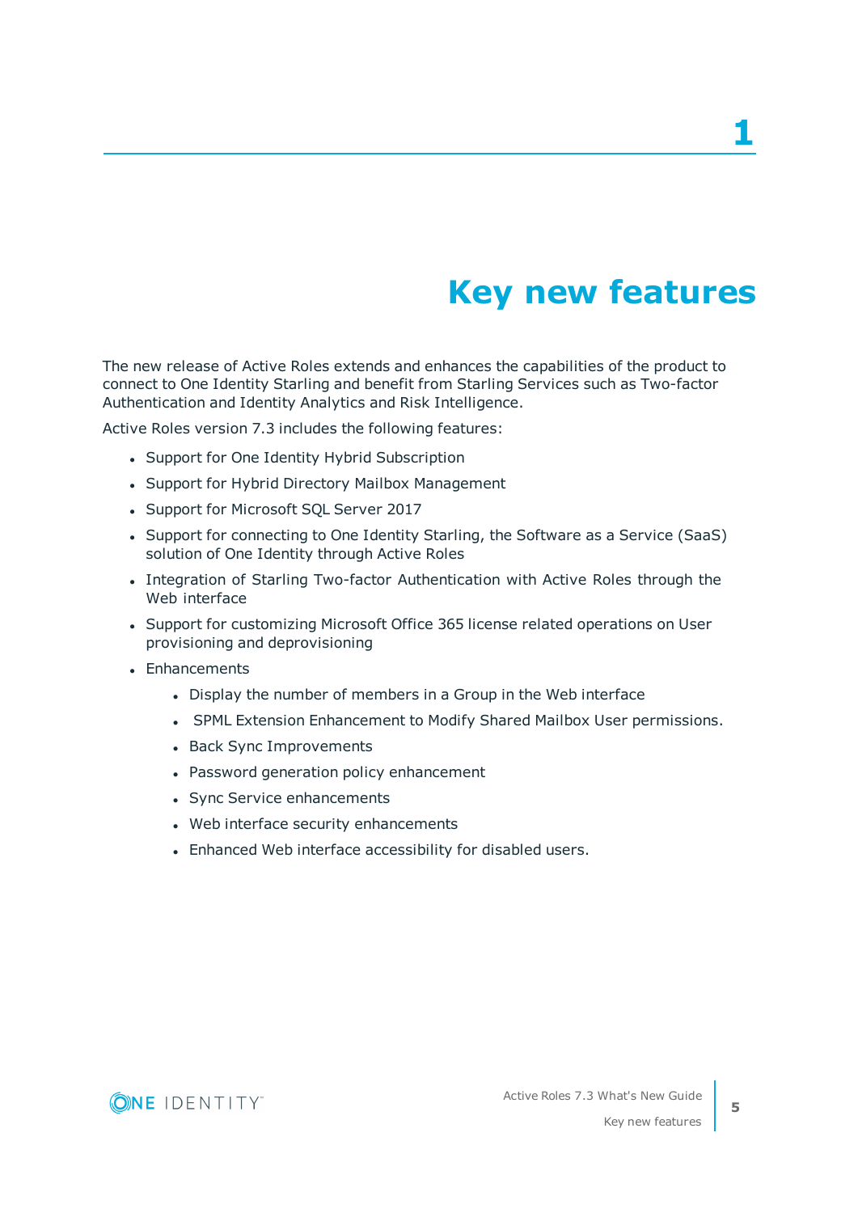# 1

# Key new features

The new release of Active Roles extends and enhances the capabilities of the product to connect to One Identity Starling and benefit from Starling Services such as Two-factor Authentication and Identity Analytics and Risk Intelligence.

Active Roles version 7.3 includes the following features:

- Support for One Identity Hybrid Subscription
- Support for Hybrid Directory Mailbox Management
- Support for Microsoft SQL Server 2017
- Support for connecting to One Identity Starling, the Software as a Service (SaaS) solution of One Identity through Active Roles
- Integration of Starling Two-factor Authentication with Active Roles through the Web interface
- Support for customizing Microsoft Office 365 license related operations on User provisioning and deprovisioning
- Enhancements
  - Display the number of members in a Group in the Web interface
  - SPML Extension Enhancement to Modify Shared Mailbox User permissions.
  - Back Sync Improvements
  - Password generation policy enhancement
  - Sync Service enhancements
  - Web interface security enhancements
  - Enhanced Web interface accessibility for disabled users.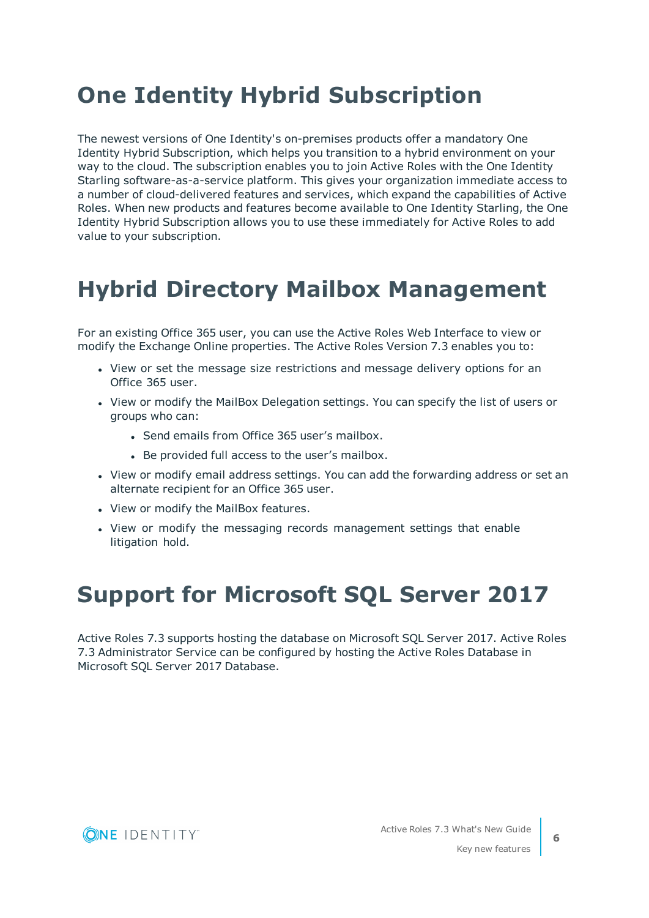# One Identity Hybrid Subscription

The newest versions of One Identity's on-premises products offer a mandatory One Identity Hybrid Subscription, which helps you transition to a hybrid environment on your way to the cloud. The subscription enables you to join Active Roles with the One Identity Starling software-as-a-service platform. This gives your organization immediate access to a number of cloud-delivered features and services, which expand the capabilities of Active Roles. When new products and features become available to One Identity Starling, the One Identity Hybrid Subscription allows you to use these immediately for Active Roles to add value to your subscription.

# Hybrid Directory Mailbox Management

For an existing Office 365 user, you can use the Active Roles Web Interface to view or modify the Exchange Online properties. The Active Roles Version 7.3 enables you to:

- View or set the message size restrictions and message delivery options for an Office 365 user.
- View or modify the MailBox Delegation settings. You can specify the list of users or groups who can:
  - Send emails from Office 365 user's mailbox.
  - Be provided full access to the user's mailbox.
- View or modify email address settings. You can add the forwarding address or set an alternate recipient for an Office 365 user.
- View or modify the MailBox features.
- View or modify the messaging records management settings that enable litigation hold.

# Support for Microsoft SQL Server 2017

Active Roles 7.3 supports hosting the database on Microsoft SQL Server 2017. Active Roles 7.3 Administrator Service can be configured by hosting the Active Roles Database in Microsoft SQL Server 2017 Database.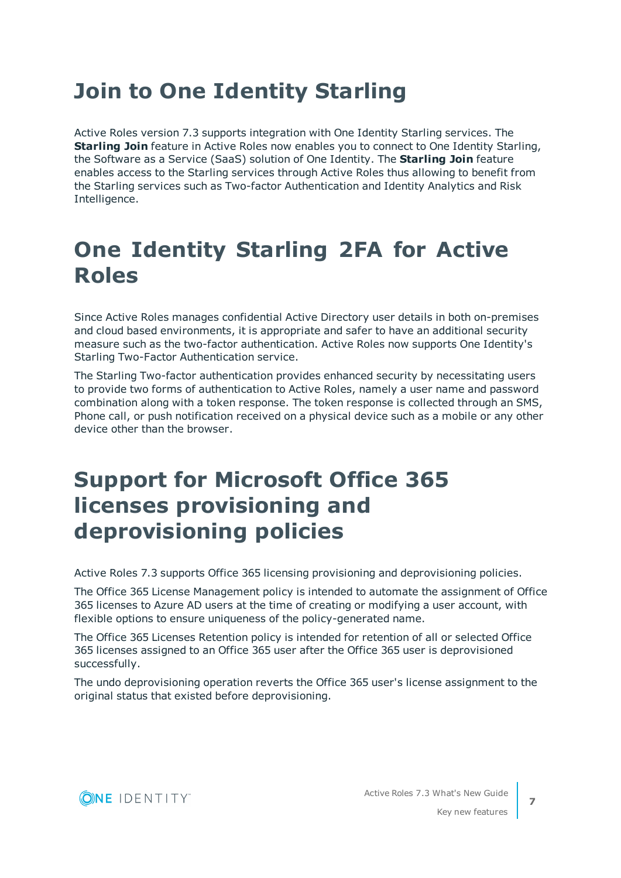# Join to One Identity Starling

Active Roles version 7.3 supports integration with One Identity Starling services. The **Starling Join** feature in Active Roles now enables you to connect to One Identity Starling, the Software as a Service (SaaS) solution of One Identity. The **Starling Join** feature enables access to the Starling services through Active Roles thus allowing to benefit from the Starling services such as Two-factor Authentication and Identity Analytics and Risk Intelligence.

# One Identity Starling 2FA for Active Roles

Since Active Roles manages confidential Active Directory user details in both on-premises and cloud based environments, it is appropriate and safer to have an additional security measure such as the two-factor authentication. Active Roles now supports One Identity's Starling Two-Factor Authentication service.

The Starling Two-factor authentication provides enhanced security by necessitating users to provide two forms of authentication to Active Roles, namely a user name and password combination along with a token response. The token response is collected through an SMS, Phone call, or push notification received on a physical device such as a mobile or any other device other than the browser.

# Support for Microsoft Office 365 licenses provisioning and deprovisioning policies

Active Roles 7.3 supports Office 365 licensing provisioning and deprovisioning policies.

The Office 365 License Management policy is intended to automate the assignment of Office 365 licenses to Azure AD users at the time of creating or modifying a user account, with flexible options to ensure uniqueness of the policy-generated name.

The Office 365 Licenses Retention policy is intended for retention of all or selected Office 365 licenses assigned to an Office 365 user after the Office 365 user is deprovisioned successfully.

The undo deprovisioning operation reverts the Office 365 user's license assignment to the original status that existed before deprovisioning.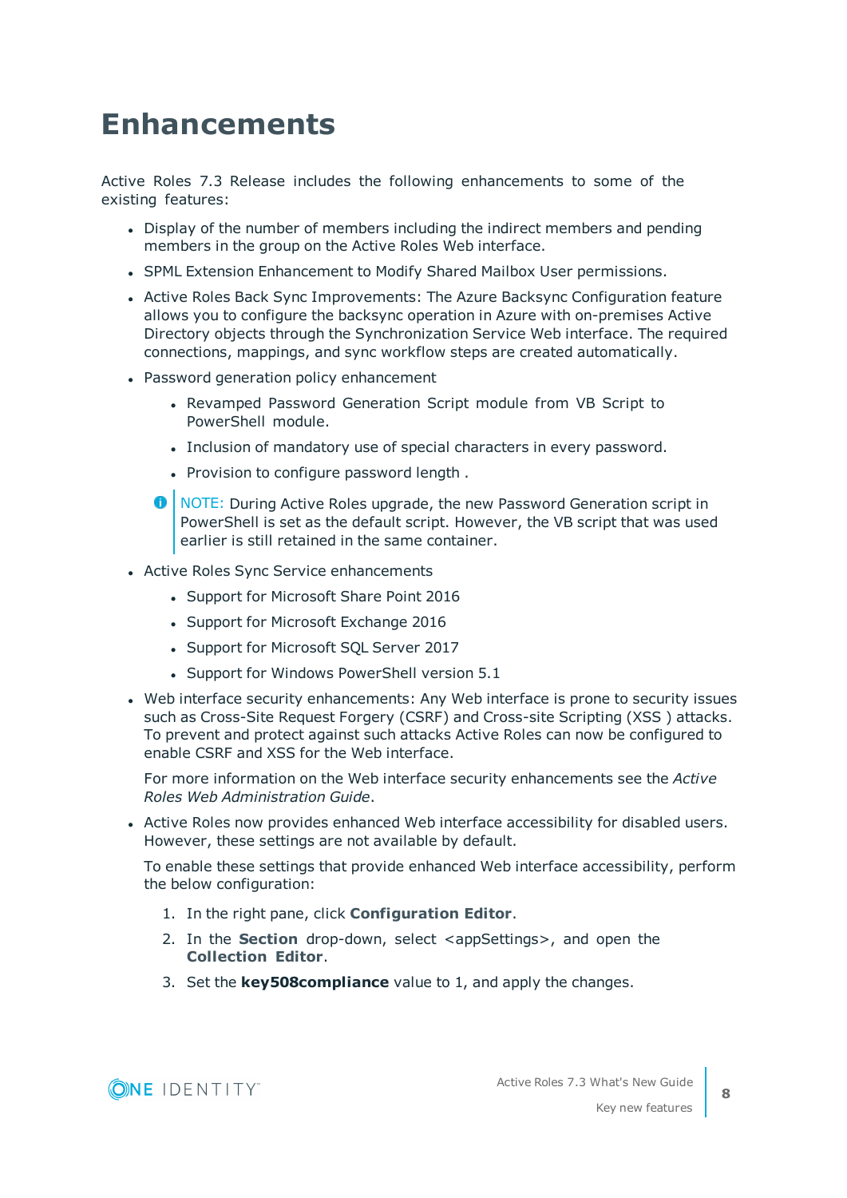# Enhancements

Active Roles 7.3 Release includes the following enhancements to some of the existing features:

- Display of the number of members including the indirect members and pending members in the group on the Active Roles Web interface.
- SPML Extension Enhancement to Modify Shared Mailbox User permissions.
- Active Roles Back Sync Improvements: The Azure Backsync Configuration feature allows you to configure the backsync operation in Azure with on-premises Active Directory objects through the Synchronization Service Web interface. The required connections, mappings, and sync workflow steps are created automatically.
- Password generation policy enhancement
  - Revamped Password Generation Script module from VB Script to PowerShell module.
  - Inclusion of mandatory use of special characters in every password.
  - Provision to configure password length .

  > NOTE: During Active Roles upgrade, the new Password Generation script in PowerShell is set as the default script. However, the VB script that was used earlier is still retained in the same container.

- Active Roles Sync Service enhancements
  - Support for Microsoft Share Point 2016
  - Support for Microsoft Exchange 2016
  - Support for Microsoft SQL Server 2017
  - Support for Windows PowerShell version 5.1
- Web interface security enhancements: Any Web interface is prone to security issues such as Cross-Site Request Forgery (CSRF) and Cross-site Scripting (XSS ) attacks. To prevent and protect against such attacks Active Roles can now be configured to enable CSRF and XSS for the Web interface.

  For more information on the Web interface security enhancements see the *Active Roles Web Administration Guide*.

- Active Roles now provides enhanced Web interface accessibility for disabled users. However, these settings are not available by default.

  To enable these settings that provide enhanced Web interface accessibility, perform the below configuration:

  1. In the right pane, click **Configuration Editor**.
  2. In the **Section** drop-down, select <appSettings>, and open the **Collection Editor**.
  3. Set the **key508compliance** value to 1, and apply the changes.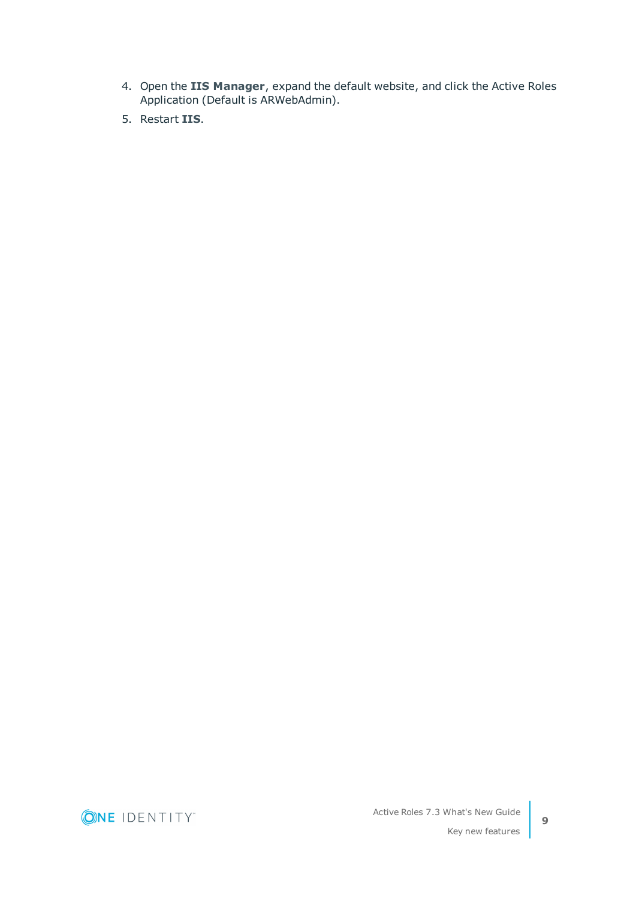4. Open the **IIS Manager**, expand the default website, and click the Active Roles Application (Default is ARWebAdmin).
5. Restart **IIS**.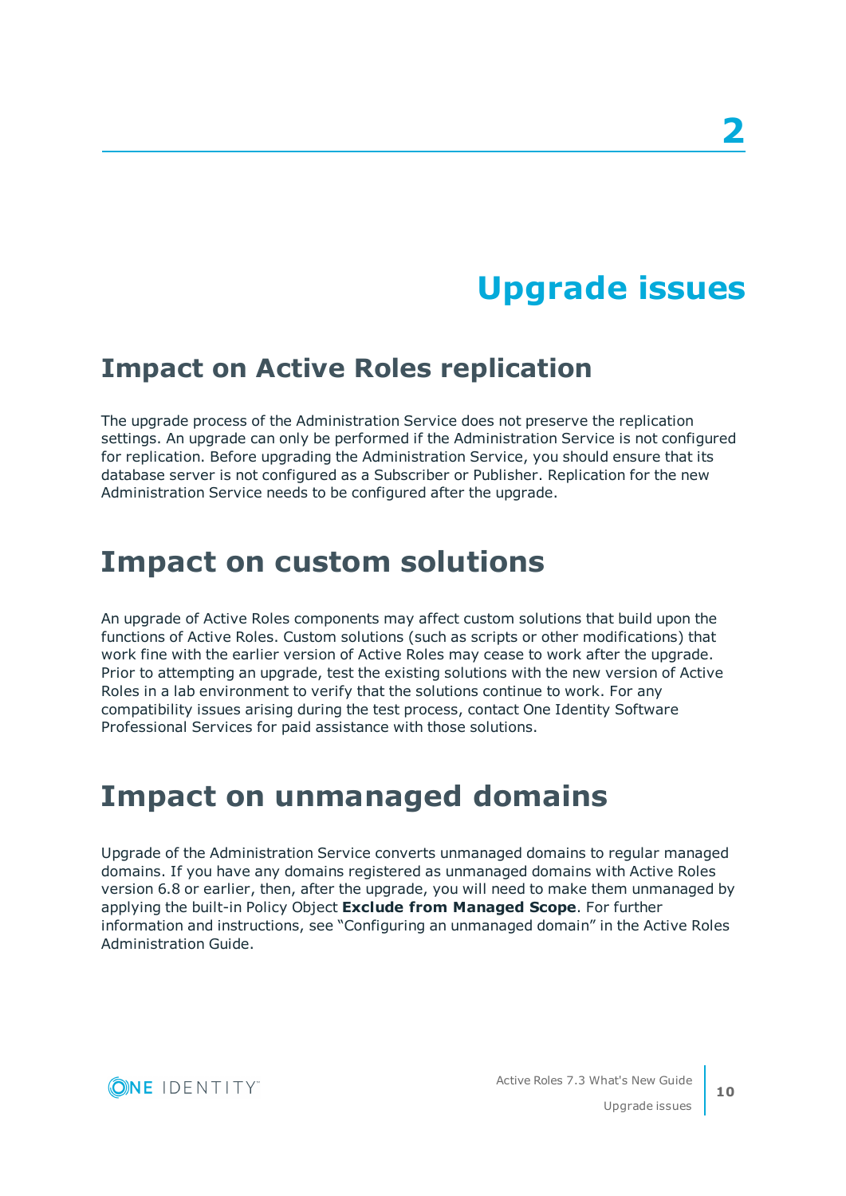# 2

# Upgrade issues

## Impact on Active Roles replication

The upgrade process of the Administration Service does not preserve the replication settings. An upgrade can only be performed if the Administration Service is not configured for replication. Before upgrading the Administration Service, you should ensure that its database server is not configured as a Subscriber or Publisher. Replication for the new Administration Service needs to be configured after the upgrade.

## Impact on custom solutions

An upgrade of Active Roles components may affect custom solutions that build upon the functions of Active Roles. Custom solutions (such as scripts or other modifications) that work fine with the earlier version of Active Roles may cease to work after the upgrade. Prior to attempting an upgrade, test the existing solutions with the new version of Active Roles in a lab environment to verify that the solutions continue to work. For any compatibility issues arising during the test process, contact One Identity Software Professional Services for paid assistance with those solutions.

## Impact on unmanaged domains

Upgrade of the Administration Service converts unmanaged domains to regular managed domains. If you have any domains registered as unmanaged domains with Active Roles version 6.8 or earlier, then, after the upgrade, you will need to make them unmanaged by applying the built-in Policy Object **Exclude from Managed Scope**. For further information and instructions, see "Configuring an unmanaged domain" in the Active Roles Administration Guide.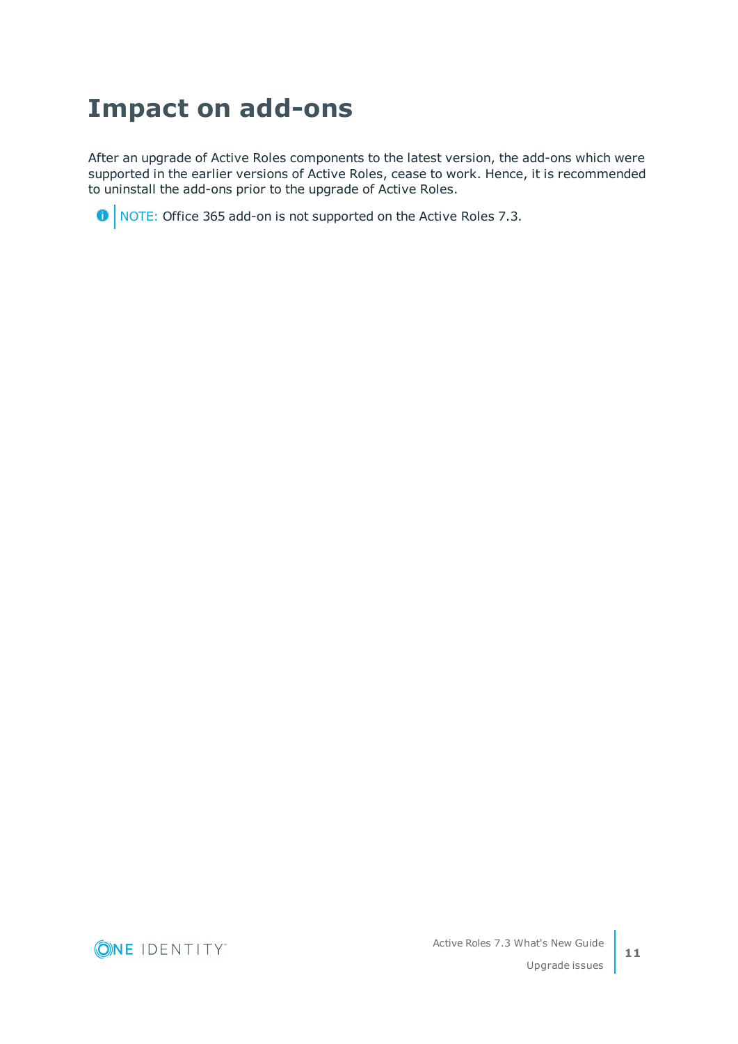# Impact on add-ons

After an upgrade of Active Roles components to the latest version, the add-ons which were supported in the earlier versions of Active Roles, cease to work. Hence, it is recommended to uninstall the add-ons prior to the upgrade of Active Roles.

NOTE: Office 365 add-on is not supported on the Active Roles 7.3.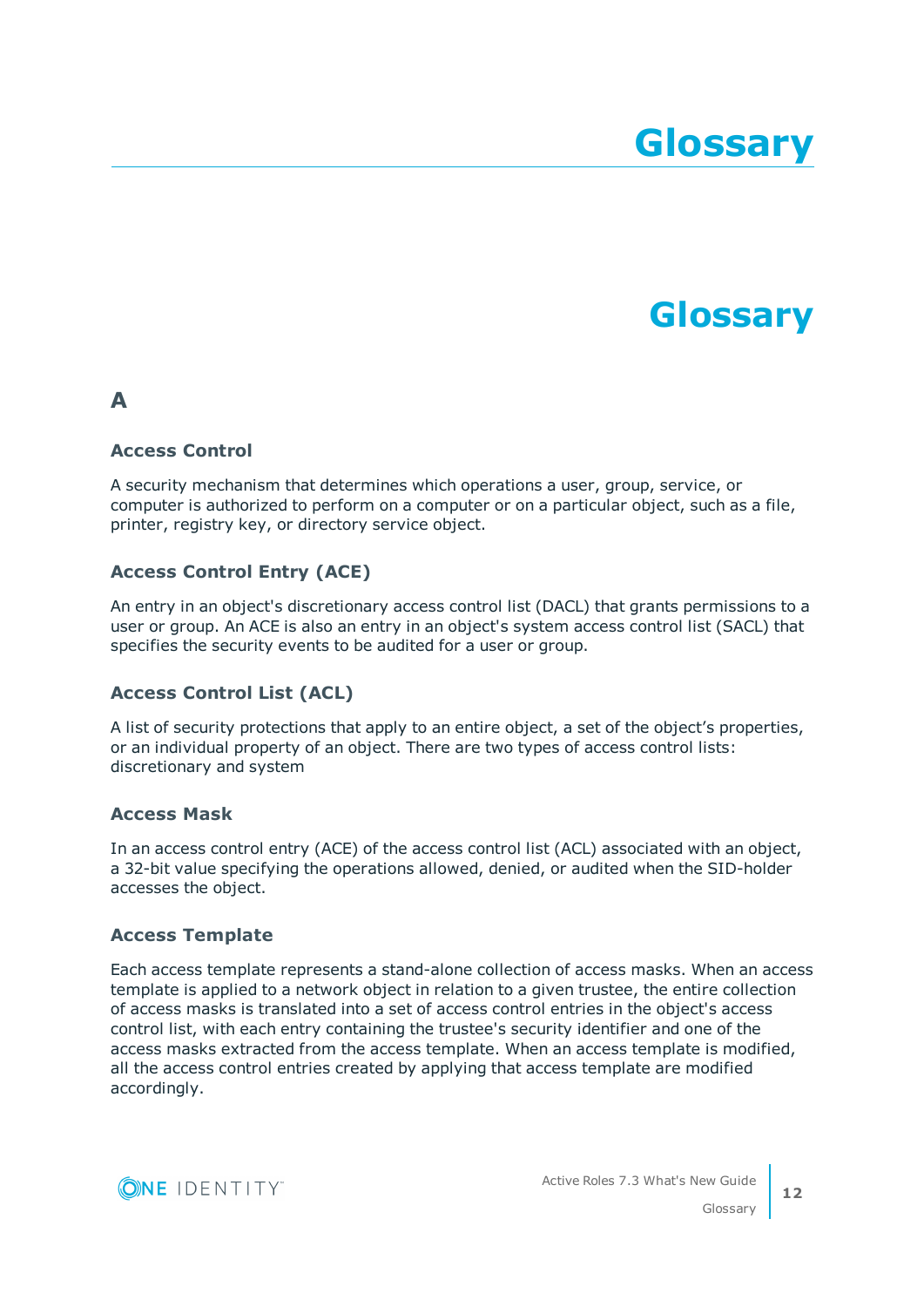# Glossary

# Glossary

## A

### Access Control

A security mechanism that determines which operations a user, group, service, or computer is authorized to perform on a computer or on a particular object, such as a file, printer, registry key, or directory service object.

### Access Control Entry (ACE)

An entry in an object's discretionary access control list (DACL) that grants permissions to a user or group. An ACE is also an entry in an object's system access control list (SACL) that specifies the security events to be audited for a user or group.

### Access Control List (ACL)

A list of security protections that apply to an entire object, a set of the object’s properties, or an individual property of an object. There are two types of access control lists: discretionary and system

### Access Mask

In an access control entry (ACE) of the access control list (ACL) associated with an object, a 32-bit value specifying the operations allowed, denied, or audited when the SID-holder accesses the object.

### Access Template

Each access template represents a stand-alone collection of access masks. When an access template is applied to a network object in relation to a given trustee, the entire collection of access masks is translated into a set of access control entries in the object's access control list, with each entry containing the trustee's security identifier and one of the access masks extracted from the access template. When an access template is modified, all the access control entries created by applying that access template are modified accordingly.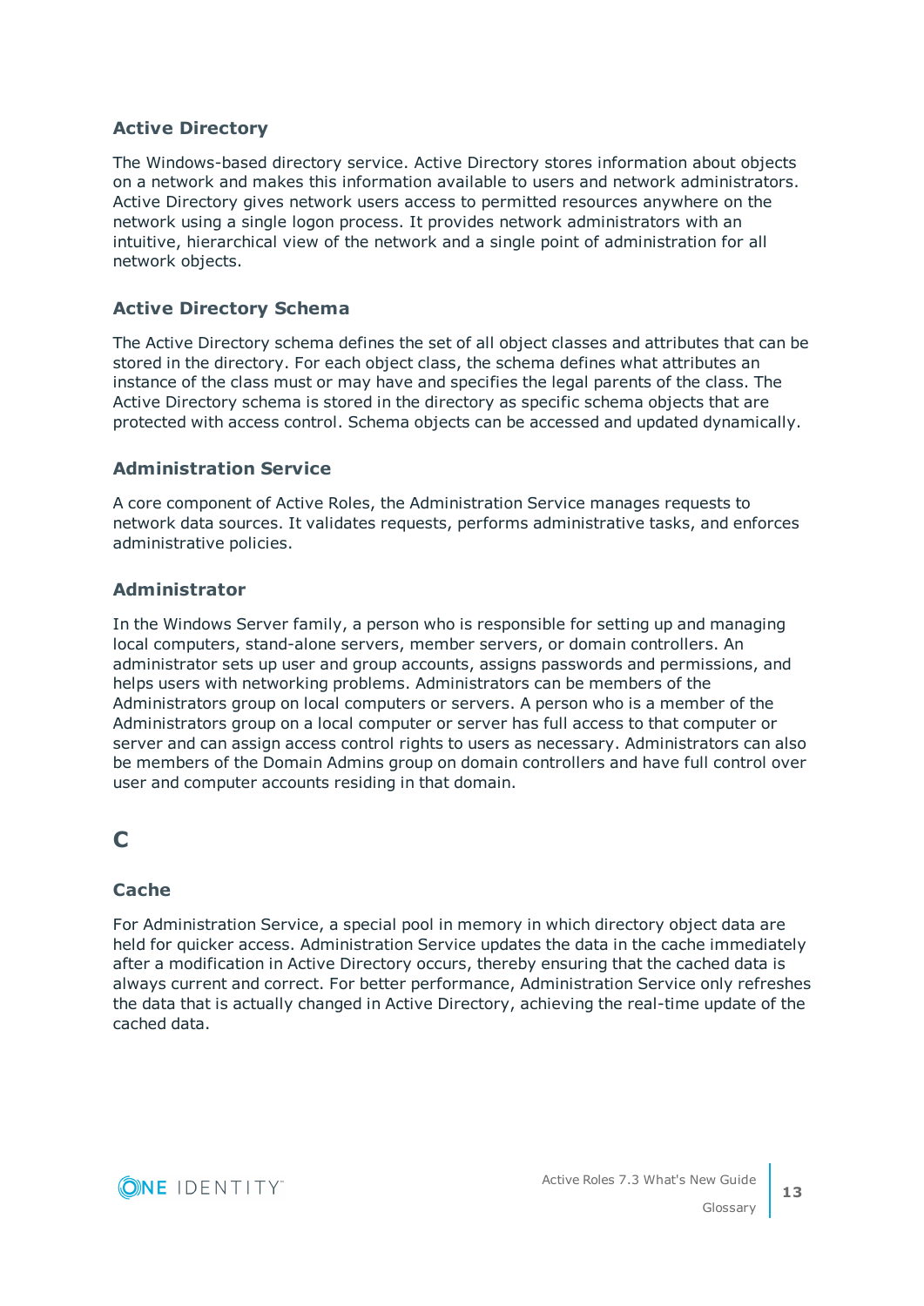### Active Directory

The Windows-based directory service. Active Directory stores information about objects on a network and makes this information available to users and network administrators. Active Directory gives network users access to permitted resources anywhere on the network using a single logon process. It provides network administrators with an intuitive, hierarchical view of the network and a single point of administration for all network objects.

### Active Directory Schema

The Active Directory schema defines the set of all object classes and attributes that can be stored in the directory. For each object class, the schema defines what attributes an instance of the class must or may have and specifies the legal parents of the class. The Active Directory schema is stored in the directory as specific schema objects that are protected with access control. Schema objects can be accessed and updated dynamically.

### Administration Service

A core component of Active Roles, the Administration Service manages requests to network data sources. It validates requests, performs administrative tasks, and enforces administrative policies.

### Administrator

In the Windows Server family, a person who is responsible for setting up and managing local computers, stand-alone servers, member servers, or domain controllers. An administrator sets up user and group accounts, assigns passwords and permissions, and helps users with networking problems. Administrators can be members of the Administrators group on local computers or servers. A person who is a member of the Administrators group on a local computer or server has full access to that computer or server and can assign access control rights to users as necessary. Administrators can also be members of the Domain Admins group on domain controllers and have full control over user and computer accounts residing in that domain.

## C

### Cache

For Administration Service, a special pool in memory in which directory object data are held for quicker access. Administration Service updates the data in the cache immediately after a modification in Active Directory occurs, thereby ensuring that the cached data is always current and correct. For better performance, Administration Service only refreshes the data that is actually changed in Active Directory, achieving the real-time update of the cached data.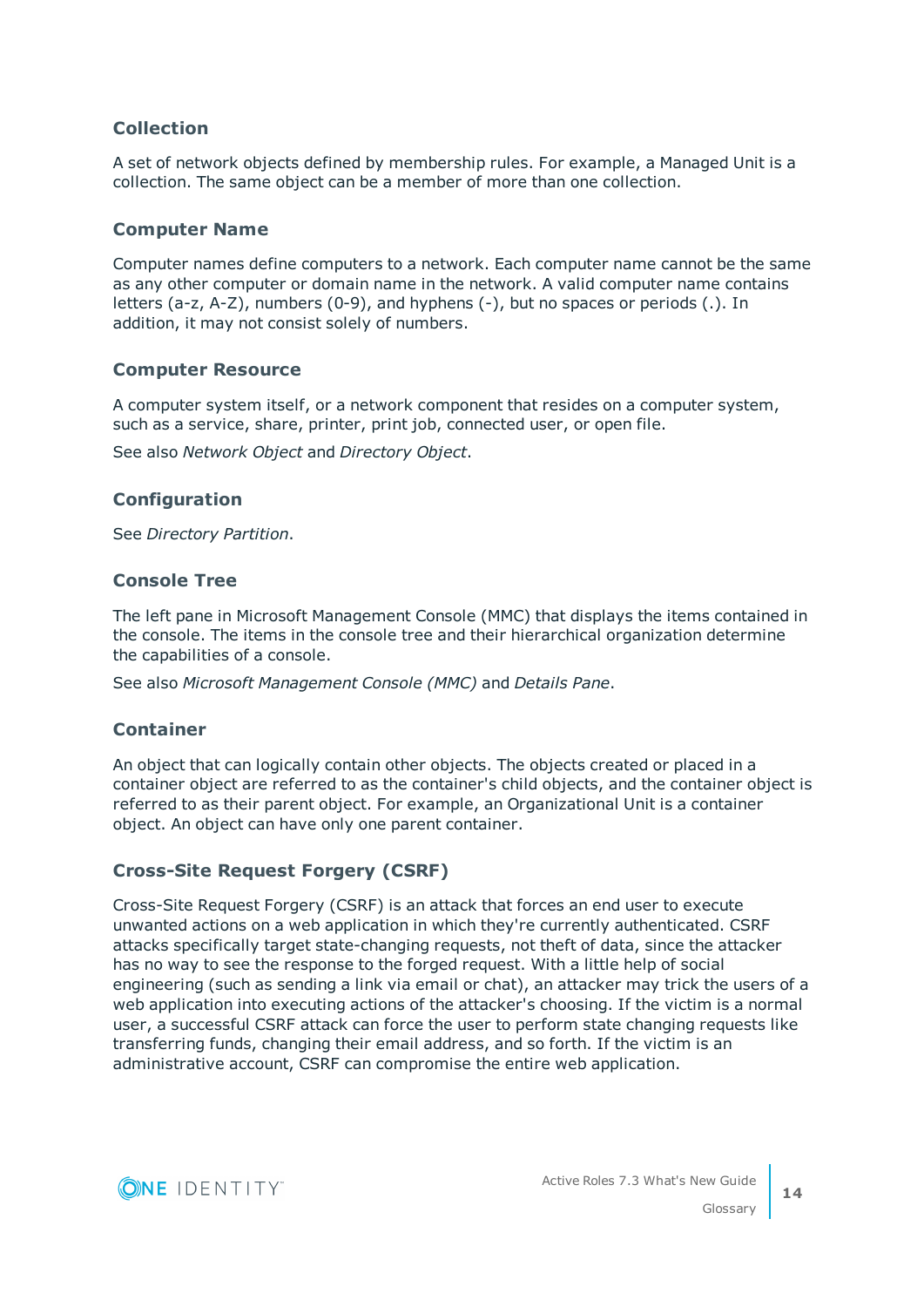### Collection

A set of network objects defined by membership rules. For example, a Managed Unit is a collection. The same object can be a member of more than one collection.

### Computer Name

Computer names define computers to a network. Each computer name cannot be the same as any other computer or domain name in the network. A valid computer name contains letters (a-z, A-Z), numbers (0-9), and hyphens (-), but no spaces or periods (.). In addition, it may not consist solely of numbers.

### Computer Resource

A computer system itself, or a network component that resides on a computer system, such as a service, share, printer, print job, connected user, or open file.

See also *Network Object* and *Directory Object*.

### Configuration

See *Directory Partition*.

### Console Tree

The left pane in Microsoft Management Console (MMC) that displays the items contained in the console. The items in the console tree and their hierarchical organization determine the capabilities of a console.

See also *Microsoft Management Console (MMC)* and *Details Pane*.

### Container

An object that can logically contain other objects. The objects created or placed in a container object are referred to as the container's child objects, and the container object is referred to as their parent object. For example, an Organizational Unit is a container object. An object can have only one parent container.

### Cross-Site Request Forgery (CSRF)

Cross-Site Request Forgery (CSRF) is an attack that forces an end user to execute unwanted actions on a web application in which they're currently authenticated. CSRF attacks specifically target state-changing requests, not theft of data, since the attacker has no way to see the response to the forged request. With a little help of social engineering (such as sending a link via email or chat), an attacker may trick the users of a web application into executing actions of the attacker's choosing. If the victim is a normal user, a successful CSRF attack can force the user to perform state changing requests like transferring funds, changing their email address, and so forth. If the victim is an administrative account, CSRF can compromise the entire web application.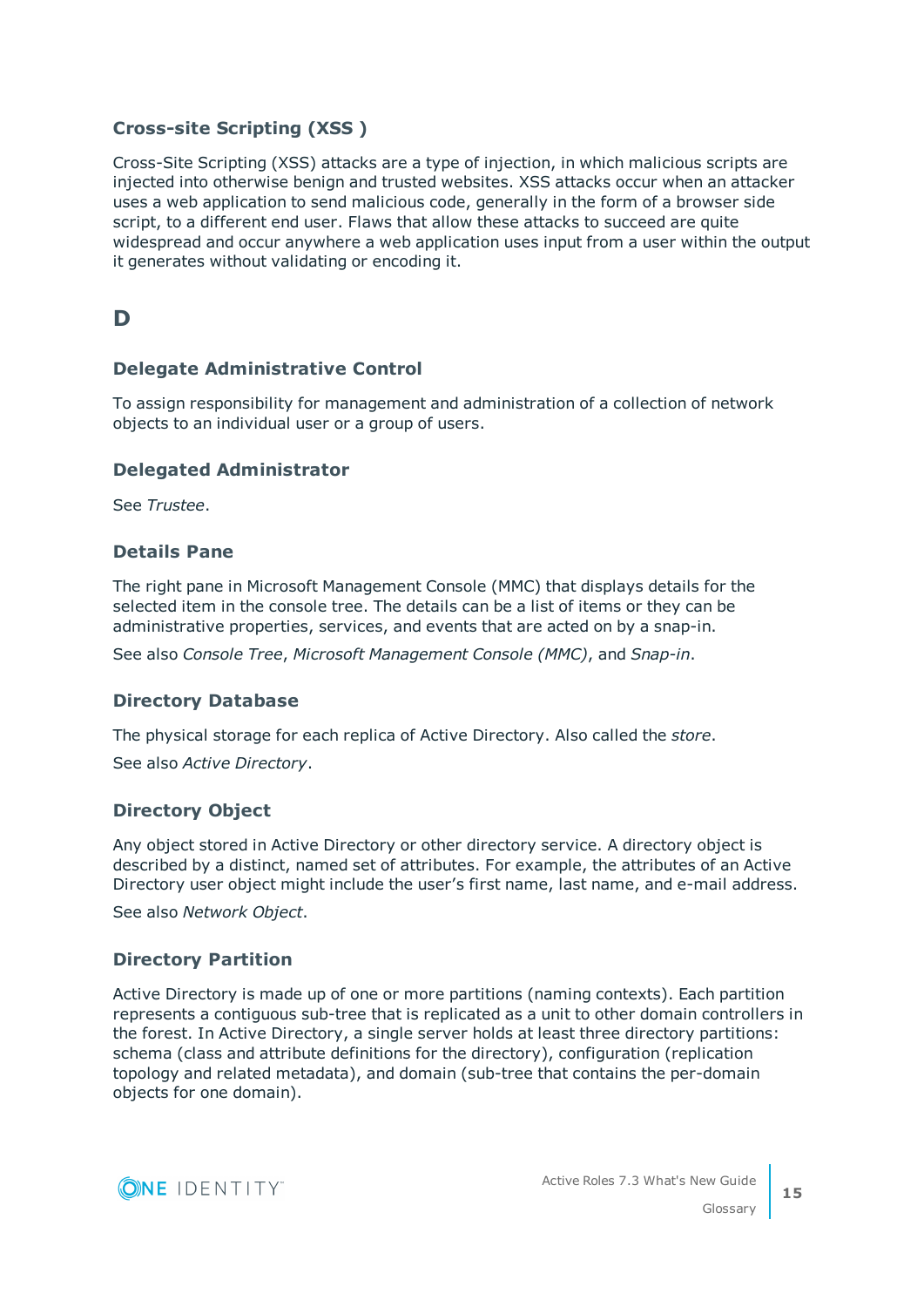### Cross-site Scripting (XSS )

Cross-Site Scripting (XSS) attacks are a type of injection, in which malicious scripts are injected into otherwise benign and trusted websites. XSS attacks occur when an attacker uses a web application to send malicious code, generally in the form of a browser side script, to a different end user. Flaws that allow these attacks to succeed are quite widespread and occur anywhere a web application uses input from a user within the output it generates without validating or encoding it.

## D

### Delegate Administrative Control

To assign responsibility for management and administration of a collection of network objects to an individual user or a group of users.

### Delegated Administrator

See *Trustee*.

### Details Pane

The right pane in Microsoft Management Console (MMC) that displays details for the selected item in the console tree. The details can be a list of items or they can be administrative properties, services, and events that are acted on by a snap-in.

See also *Console Tree*, *Microsoft Management Console (MMC)*, and *Snap-in*.

### Directory Database

The physical storage for each replica of Active Directory. Also called the *store*.

See also *Active Directory*.

### Directory Object

Any object stored in Active Directory or other directory service. A directory object is described by a distinct, named set of attributes. For example, the attributes of an Active Directory user object might include the user's first name, last name, and e-mail address.

See also *Network Object*.

### Directory Partition

Active Directory is made up of one or more partitions (naming contexts). Each partition represents a contiguous sub-tree that is replicated as a unit to other domain controllers in the forest. In Active Directory, a single server holds at least three directory partitions: schema (class and attribute definitions for the directory), configuration (replication topology and related metadata), and domain (sub-tree that contains the per-domain objects for one domain).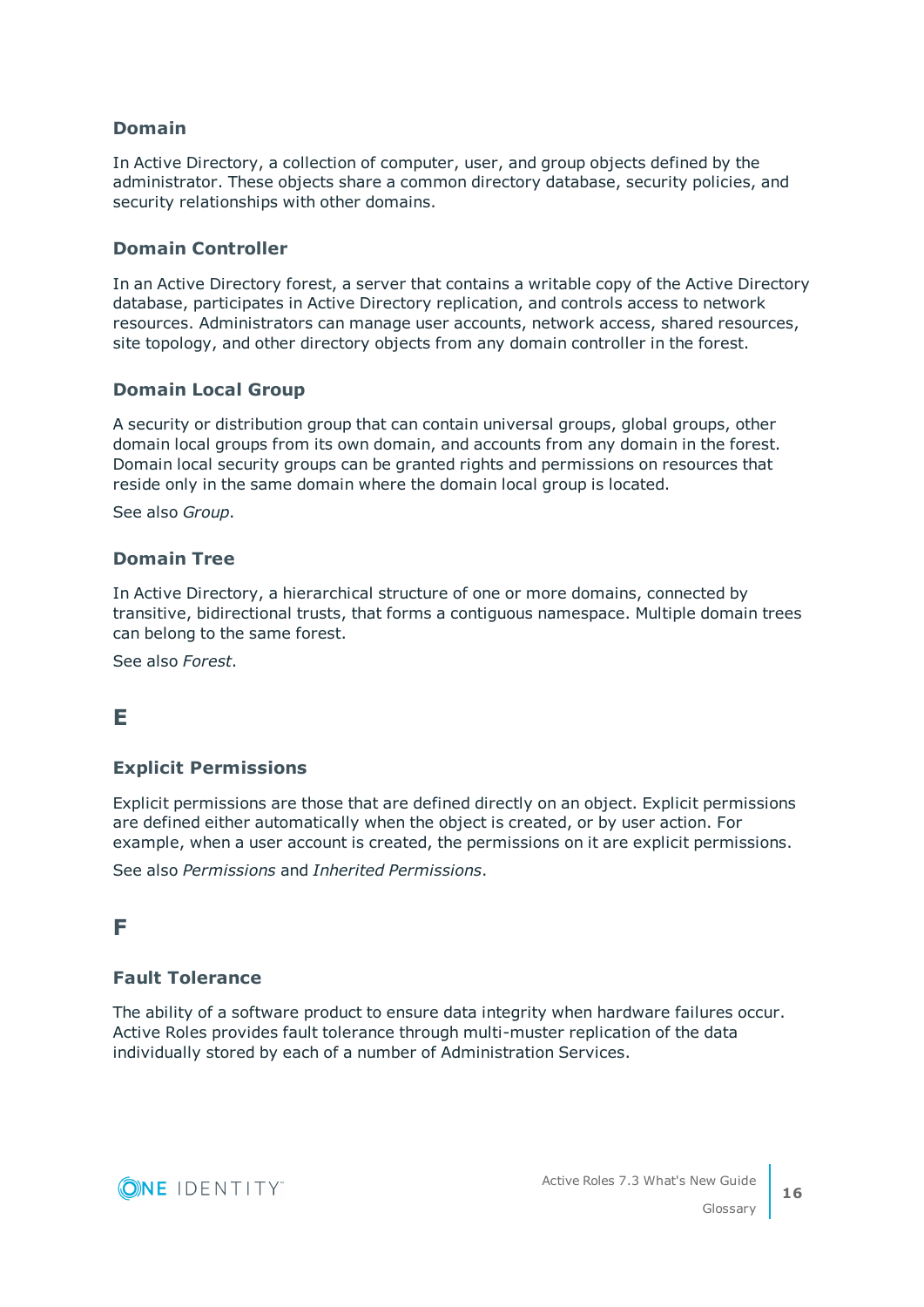### Domain

In Active Directory, a collection of computer, user, and group objects defined by the administrator. These objects share a common directory database, security policies, and security relationships with other domains.

### Domain Controller

In an Active Directory forest, a server that contains a writable copy of the Active Directory database, participates in Active Directory replication, and controls access to network resources. Administrators can manage user accounts, network access, shared resources, site topology, and other directory objects from any domain controller in the forest.

### Domain Local Group

A security or distribution group that can contain universal groups, global groups, other domain local groups from its own domain, and accounts from any domain in the forest. Domain local security groups can be granted rights and permissions on resources that reside only in the same domain where the domain local group is located.

See also *Group*.

### Domain Tree

In Active Directory, a hierarchical structure of one or more domains, connected by transitive, bidirectional trusts, that forms a contiguous namespace. Multiple domain trees can belong to the same forest.

See also *Forest*.

## E

### Explicit Permissions

Explicit permissions are those that are defined directly on an object. Explicit permissions are defined either automatically when the object is created, or by user action. For example, when a user account is created, the permissions on it are explicit permissions.

See also *Permissions* and *Inherited Permissions*.

## F

### Fault Tolerance

The ability of a software product to ensure data integrity when hardware failures occur. Active Roles provides fault tolerance through multi-muster replication of the data individually stored by each of a number of Administration Services.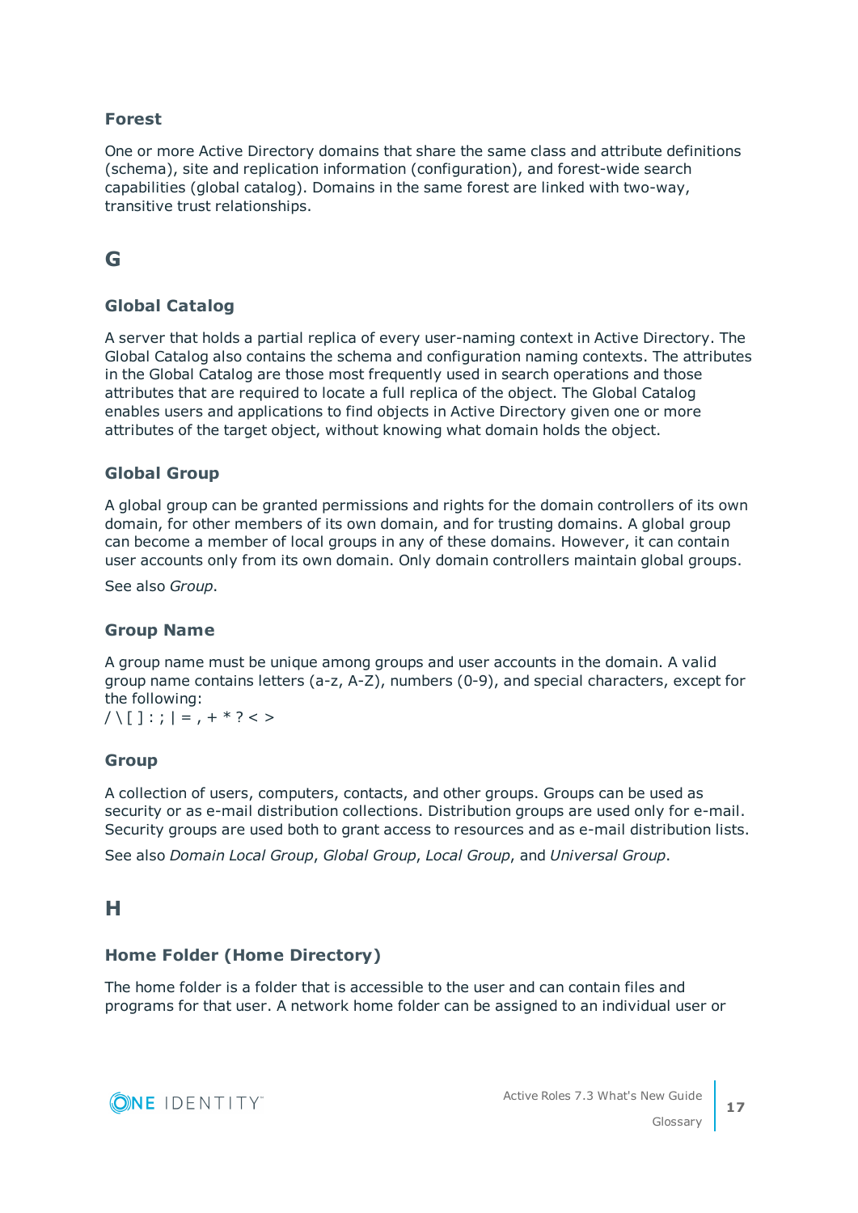### Forest

One or more Active Directory domains that share the same class and attribute definitions (schema), site and replication information (configuration), and forest-wide search capabilities (global catalog). Domains in the same forest are linked with two-way, transitive trust relationships.

## G

### Global Catalog

A server that holds a partial replica of every user-naming context in Active Directory. The Global Catalog also contains the schema and configuration naming contexts. The attributes in the Global Catalog are those most frequently used in search operations and those attributes that are required to locate a full replica of the object. The Global Catalog enables users and applications to find objects in Active Directory given one or more attributes of the target object, without knowing what domain holds the object.

### Global Group

A global group can be granted permissions and rights for the domain controllers of its own domain, for other members of its own domain, and for trusting domains. A global group can become a member of local groups in any of these domains. However, it can contain user accounts only from its own domain. Only domain controllers maintain global groups.

See also *Group*.

### Group Name

A group name must be unique among groups and user accounts in the domain. A valid group name contains letters (a-z, A-Z), numbers (0-9), and special characters, except for the following:
/ \ [ ] : ; | = , + * ? < >

### Group

A collection of users, computers, contacts, and other groups. Groups can be used as security or as e-mail distribution collections. Distribution groups are used only for e-mail. Security groups are used both to grant access to resources and as e-mail distribution lists.

See also *Domain Local Group*, *Global Group*, *Local Group*, and *Universal Group*.

## H

### Home Folder (Home Directory)

The home folder is a folder that is accessible to the user and can contain files and programs for that user. A network home folder can be assigned to an individual user or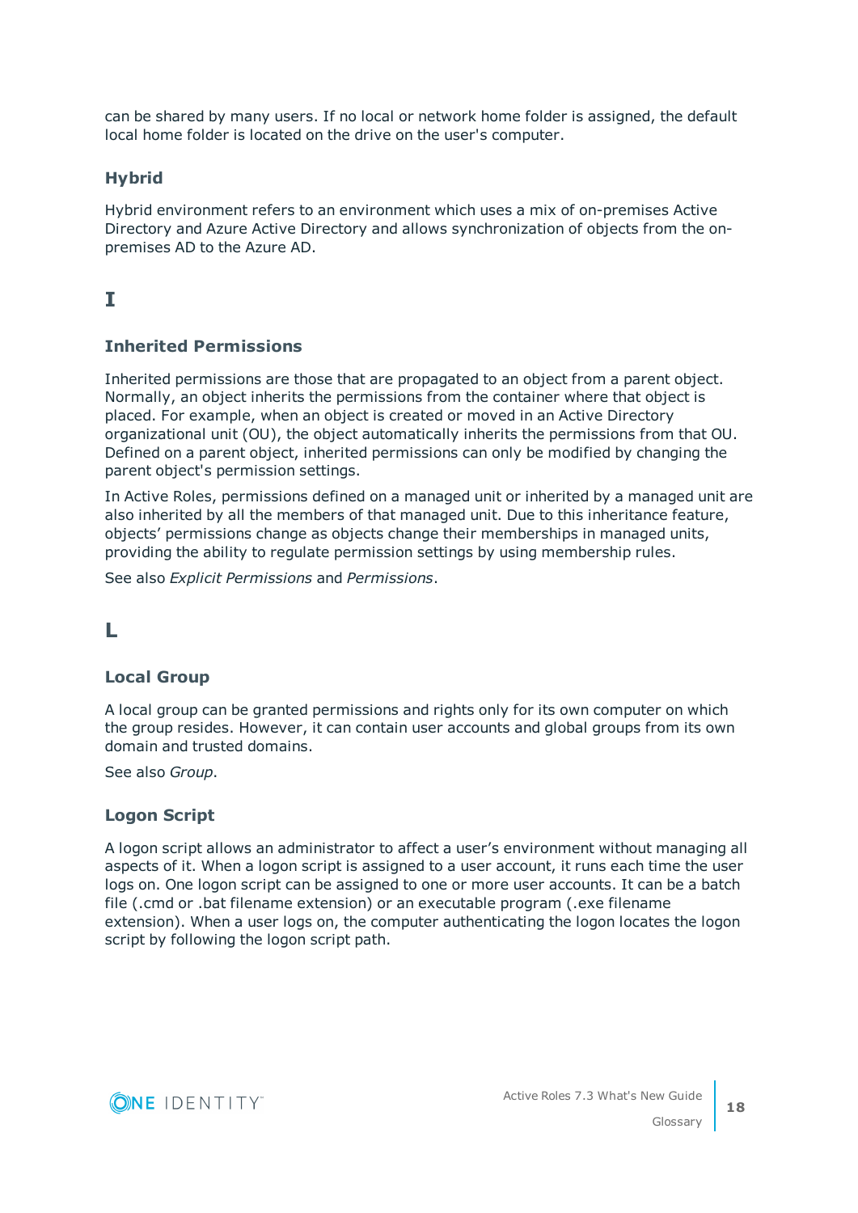can be shared by many users. If no local or network home folder is assigned, the default local home folder is located on the drive on the user's computer.

### Hybrid

Hybrid environment refers to an environment which uses a mix of on-premises Active Directory and Azure Active Directory and allows synchronization of objects from the on-premises AD to the Azure AD.

## I

### Inherited Permissions

Inherited permissions are those that are propagated to an object from a parent object. Normally, an object inherits the permissions from the container where that object is placed. For example, when an object is created or moved in an Active Directory organizational unit (OU), the object automatically inherits the permissions from that OU. Defined on a parent object, inherited permissions can only be modified by changing the parent object's permission settings.

In Active Roles, permissions defined on a managed unit or inherited by a managed unit are also inherited by all the members of that managed unit. Due to this inheritance feature, objects' permissions change as objects change their memberships in managed units, providing the ability to regulate permission settings by using membership rules.

See also *Explicit Permissions* and *Permissions*.

## L

### Local Group

A local group can be granted permissions and rights only for its own computer on which the group resides. However, it can contain user accounts and global groups from its own domain and trusted domains.

See also *Group*.

### Logon Script

A logon script allows an administrator to affect a user's environment without managing all aspects of it. When a logon script is assigned to a user account, it runs each time the user logs on. One logon script can be assigned to one or more user accounts. It can be a batch file (.cmd or .bat filename extension) or an executable program (.exe filename extension). When a user logs on, the computer authenticating the logon locates the logon script by following the logon script path.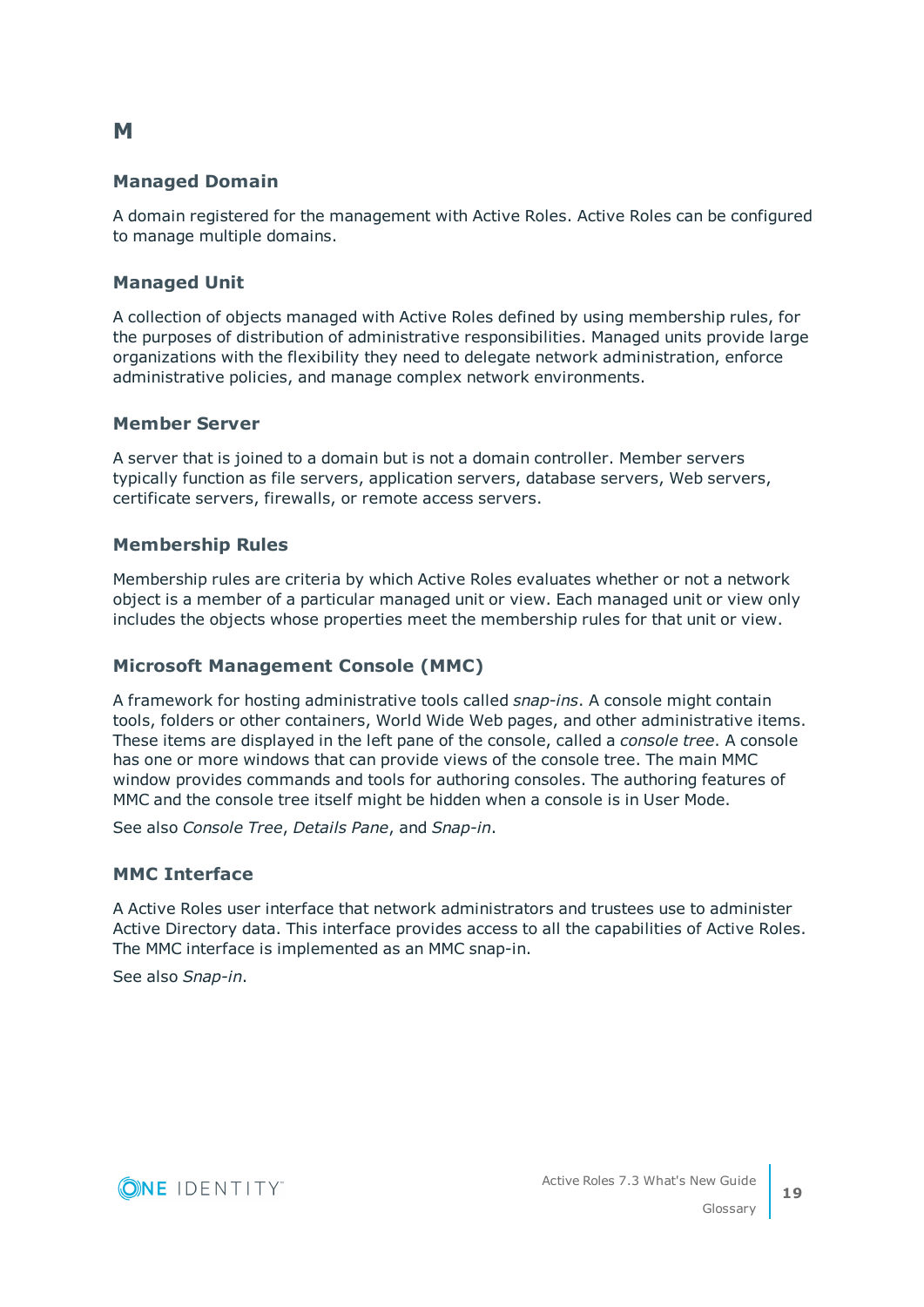## M

### Managed Domain

A domain registered for the management with Active Roles. Active Roles can be configured to manage multiple domains.

### Managed Unit

A collection of objects managed with Active Roles defined by using membership rules, for the purposes of distribution of administrative responsibilities. Managed units provide large organizations with the flexibility they need to delegate network administration, enforce administrative policies, and manage complex network environments.

### Member Server

A server that is joined to a domain but is not a domain controller. Member servers typically function as file servers, application servers, database servers, Web servers, certificate servers, firewalls, or remote access servers.

### Membership Rules

Membership rules are criteria by which Active Roles evaluates whether or not a network object is a member of a particular managed unit or view. Each managed unit or view only includes the objects whose properties meet the membership rules for that unit or view.

### Microsoft Management Console (MMC)

A framework for hosting administrative tools called *snap-ins*. A console might contain tools, folders or other containers, World Wide Web pages, and other administrative items. These items are displayed in the left pane of the console, called a *console tree*. A console has one or more windows that can provide views of the console tree. The main MMC window provides commands and tools for authoring consoles. The authoring features of MMC and the console tree itself might be hidden when a console is in User Mode.

See also *Console Tree*, *Details Pane*, and *Snap-in*.

### MMC Interface

A Active Roles user interface that network administrators and trustees use to administer Active Directory data. This interface provides access to all the capabilities of Active Roles. The MMC interface is implemented as an MMC snap-in.

See also *Snap-in*.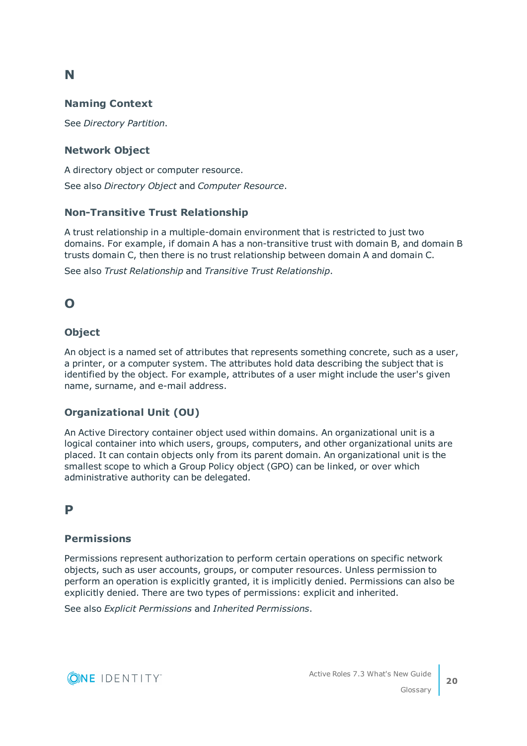## N

### Naming Context

See *Directory Partition*.

### Network Object

A directory object or computer resource.

See also *Directory Object* and *Computer Resource*.

### Non-Transitive Trust Relationship

A trust relationship in a multiple-domain environment that is restricted to just two domains. For example, if domain A has a non-transitive trust with domain B, and domain B trusts domain C, then there is no trust relationship between domain A and domain C.

See also *Trust Relationship* and *Transitive Trust Relationship*.

## O

### Object

An object is a named set of attributes that represents something concrete, such as a user, a printer, or a computer system. The attributes hold data describing the subject that is identified by the object. For example, attributes of a user might include the user's given name, surname, and e-mail address.

### Organizational Unit (OU)

An Active Directory container object used within domains. An organizational unit is a logical container into which users, groups, computers, and other organizational units are placed. It can contain objects only from its parent domain. An organizational unit is the smallest scope to which a Group Policy object (GPO) can be linked, or over which administrative authority can be delegated.

## P

### Permissions

Permissions represent authorization to perform certain operations on specific network objects, such as user accounts, groups, or computer resources. Unless permission to perform an operation is explicitly granted, it is implicitly denied. Permissions can also be explicitly denied. There are two types of permissions: explicit and inherited.

See also *Explicit Permissions* and *Inherited Permissions*.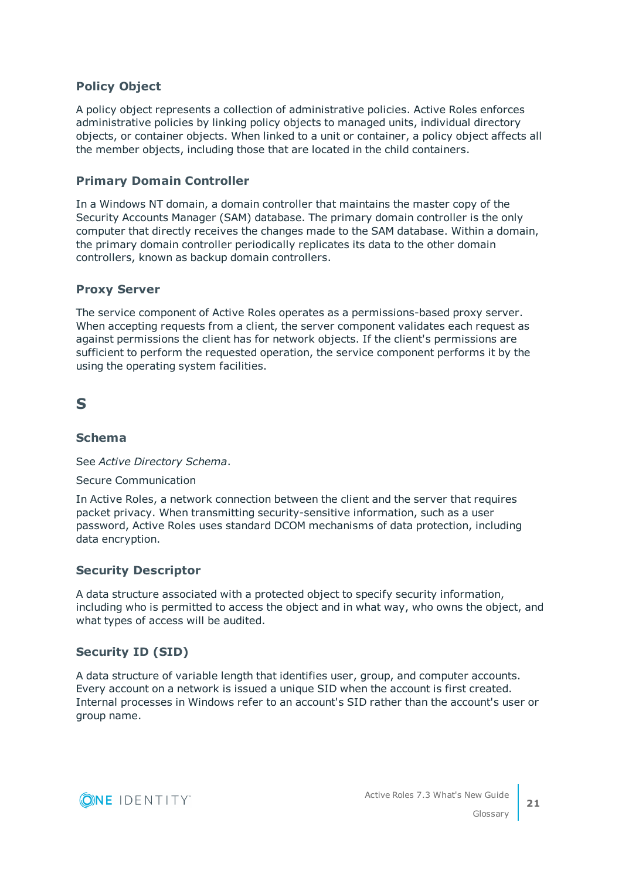### Policy Object

A policy object represents a collection of administrative policies. Active Roles enforces administrative policies by linking policy objects to managed units, individual directory objects, or container objects. When linked to a unit or container, a policy object affects all the member objects, including those that are located in the child containers.

### Primary Domain Controller

In a Windows NT domain, a domain controller that maintains the master copy of the Security Accounts Manager (SAM) database. The primary domain controller is the only computer that directly receives the changes made to the SAM database. Within a domain, the primary domain controller periodically replicates its data to the other domain controllers, known as backup domain controllers.

### Proxy Server

The service component of Active Roles operates as a permissions-based proxy server. When accepting requests from a client, the server component validates each request as against permissions the client has for network objects. If the client's permissions are sufficient to perform the requested operation, the service component performs it by the using the operating system facilities.

## S

### Schema

See *Active Directory Schema*.

Secure Communication

In Active Roles, a network connection between the client and the server that requires packet privacy. When transmitting security-sensitive information, such as a user password, Active Roles uses standard DCOM mechanisms of data protection, including data encryption.

### Security Descriptor

A data structure associated with a protected object to specify security information, including who is permitted to access the object and in what way, who owns the object, and what types of access will be audited.

### Security ID (SID)

A data structure of variable length that identifies user, group, and computer accounts. Every account on a network is issued a unique SID when the account is first created. Internal processes in Windows refer to an account's SID rather than the account's user or group name.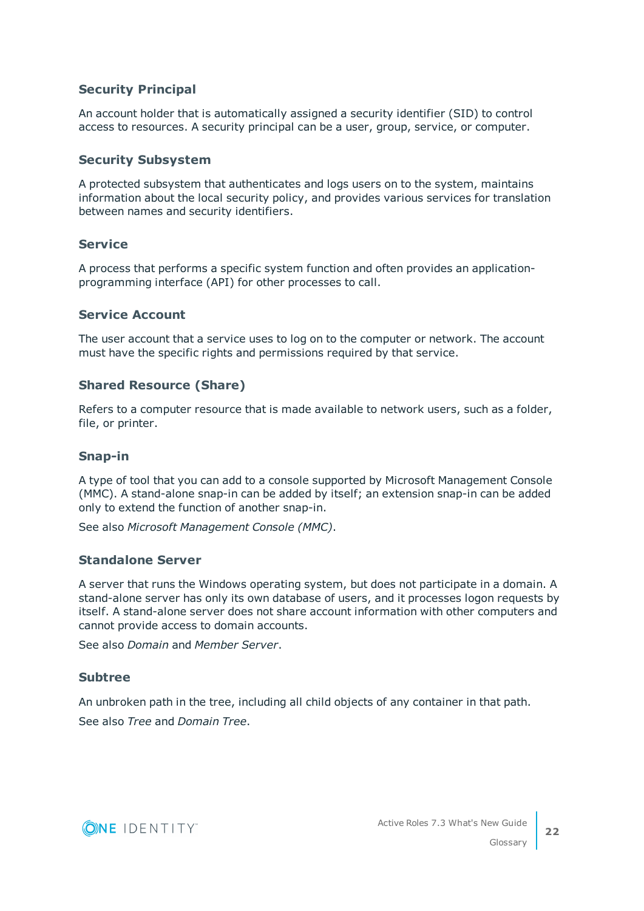### Security Principal

An account holder that is automatically assigned a security identifier (SID) to control access to resources. A security principal can be a user, group, service, or computer.

### Security Subsystem

A protected subsystem that authenticates and logs users on to the system, maintains information about the local security policy, and provides various services for translation between names and security identifiers.

### Service

A process that performs a specific system function and often provides an application-programming interface (API) for other processes to call.

### Service Account

The user account that a service uses to log on to the computer or network. The account must have the specific rights and permissions required by that service.

### Shared Resource (Share)

Refers to a computer resource that is made available to network users, such as a folder, file, or printer.

### Snap-in

A type of tool that you can add to a console supported by Microsoft Management Console (MMC). A stand-alone snap-in can be added by itself; an extension snap-in can be added only to extend the function of another snap-in.

See also *Microsoft Management Console (MMC)*.

### Standalone Server

A server that runs the Windows operating system, but does not participate in a domain. A stand-alone server has only its own database of users, and it processes logon requests by itself. A stand-alone server does not share account information with other computers and cannot provide access to domain accounts.

See also *Domain* and *Member Server*.

### Subtree

An unbroken path in the tree, including all child objects of any container in that path.

See also *Tree* and *Domain Tree*.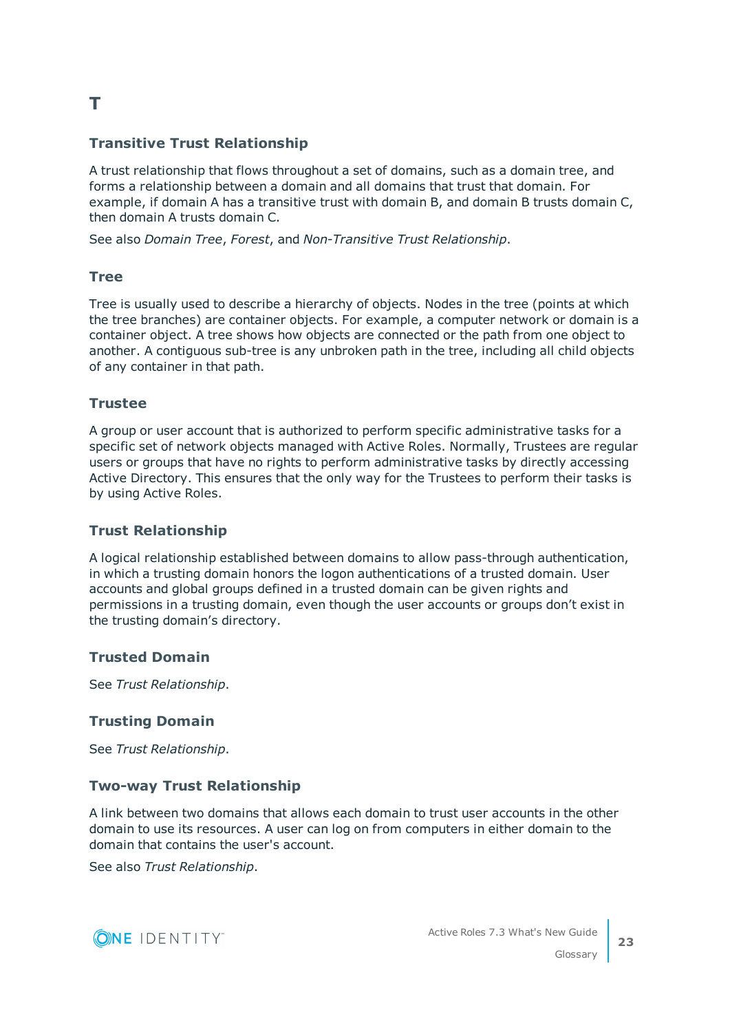# T

## Transitive Trust Relationship

A trust relationship that flows throughout a set of domains, such as a domain tree, and forms a relationship between a domain and all domains that trust that domain. For example, if domain A has a transitive trust with domain B, and domain B trusts domain C, then domain A trusts domain C.

See also *Domain Tree*, *Forest*, and *Non-Transitive Trust Relationship*.

## Tree

Tree is usually used to describe a hierarchy of objects. Nodes in the tree (points at which the tree branches) are container objects. For example, a computer network or domain is a container object. A tree shows how objects are connected or the path from one object to another. A contiguous sub-tree is any unbroken path in the tree, including all child objects of any container in that path.

## Trustee

A group or user account that is authorized to perform specific administrative tasks for a specific set of network objects managed with Active Roles. Normally, Trustees are regular users or groups that have no rights to perform administrative tasks by directly accessing Active Directory. This ensures that the only way for the Trustees to perform their tasks is by using Active Roles.

## Trust Relationship

A logical relationship established between domains to allow pass-through authentication, in which a trusting domain honors the logon authentications of a trusted domain. User accounts and global groups defined in a trusted domain can be given rights and permissions in a trusting domain, even though the user accounts or groups don't exist in the trusting domain's directory.

## Trusted Domain

See *Trust Relationship*.

## Trusting Domain

See *Trust Relationship*.

## Two-way Trust Relationship

A link between two domains that allows each domain to trust user accounts in the other domain to use its resources. A user can log on from computers in either domain to the domain that contains the user's account.

See also *Trust Relationship*.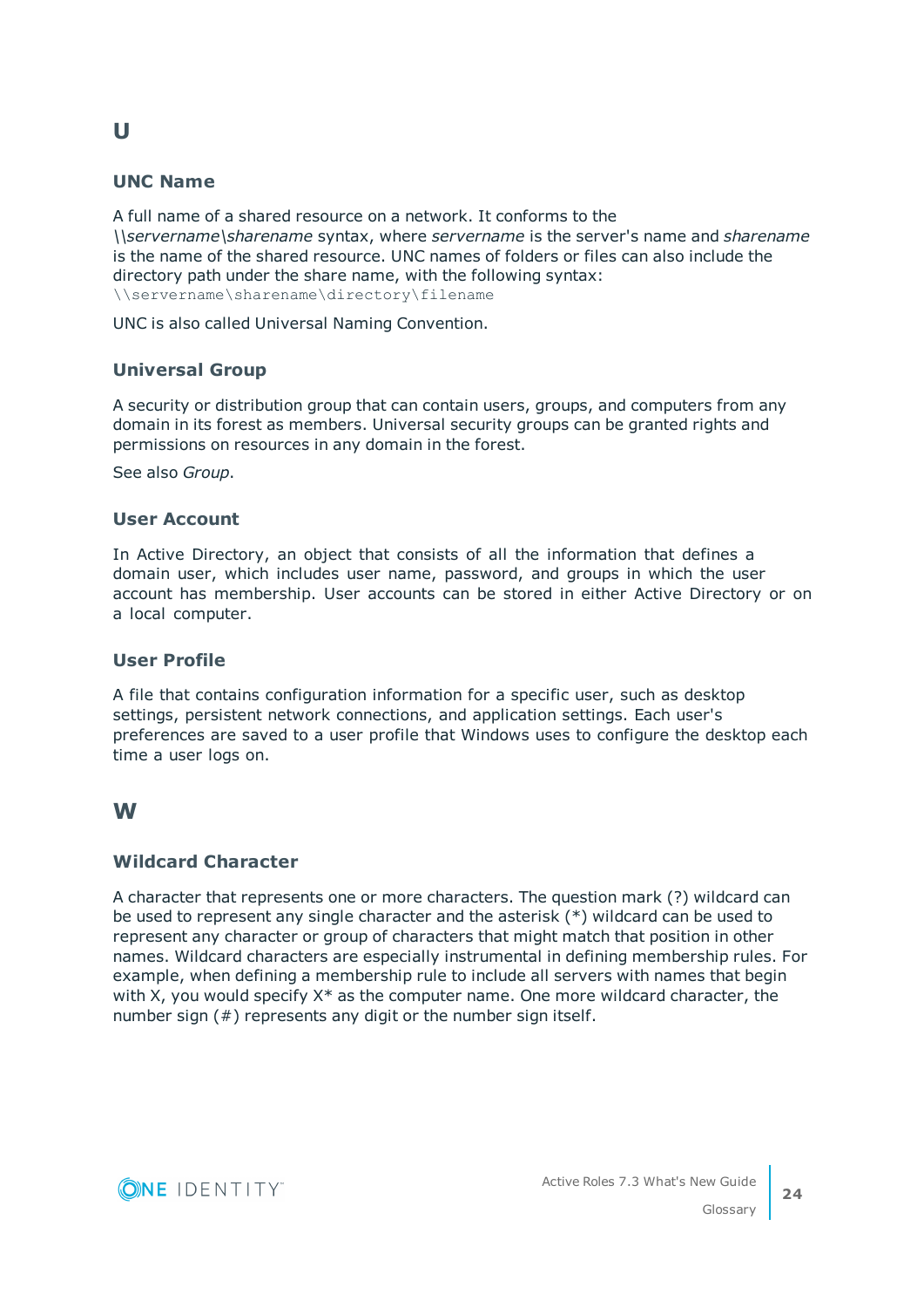## U

### UNC Name

A full name of a shared resource on a network. It conforms to the *\\servername\sharename* syntax, where *servername* is the server's name and *sharename* is the name of the shared resource. UNC names of folders or files can also include the directory path under the share name, with the following syntax: `\\servername\sharename\directory\filename`

UNC is also called Universal Naming Convention.

### Universal Group

A security or distribution group that can contain users, groups, and computers from any domain in its forest as members. Universal security groups can be granted rights and permissions on resources in any domain in the forest.

See also *Group*.

### User Account

In Active Directory, an object that consists of all the information that defines a domain user, which includes user name, password, and groups in which the user account has membership. User accounts can be stored in either Active Directory or on a local computer.

### User Profile

A file that contains configuration information for a specific user, such as desktop settings, persistent network connections, and application settings. Each user's preferences are saved to a user profile that Windows uses to configure the desktop each time a user logs on.

## W

### Wildcard Character

A character that represents one or more characters. The question mark (?) wildcard can be used to represent any single character and the asterisk (*) wildcard can be used to represent any character or group of characters that might match that position in other names. Wildcard characters are especially instrumental in defining membership rules. For example, when defining a membership rule to include all servers with names that begin with X, you would specify X* as the computer name. One more wildcard character, the number sign (#) represents any digit or the number sign itself.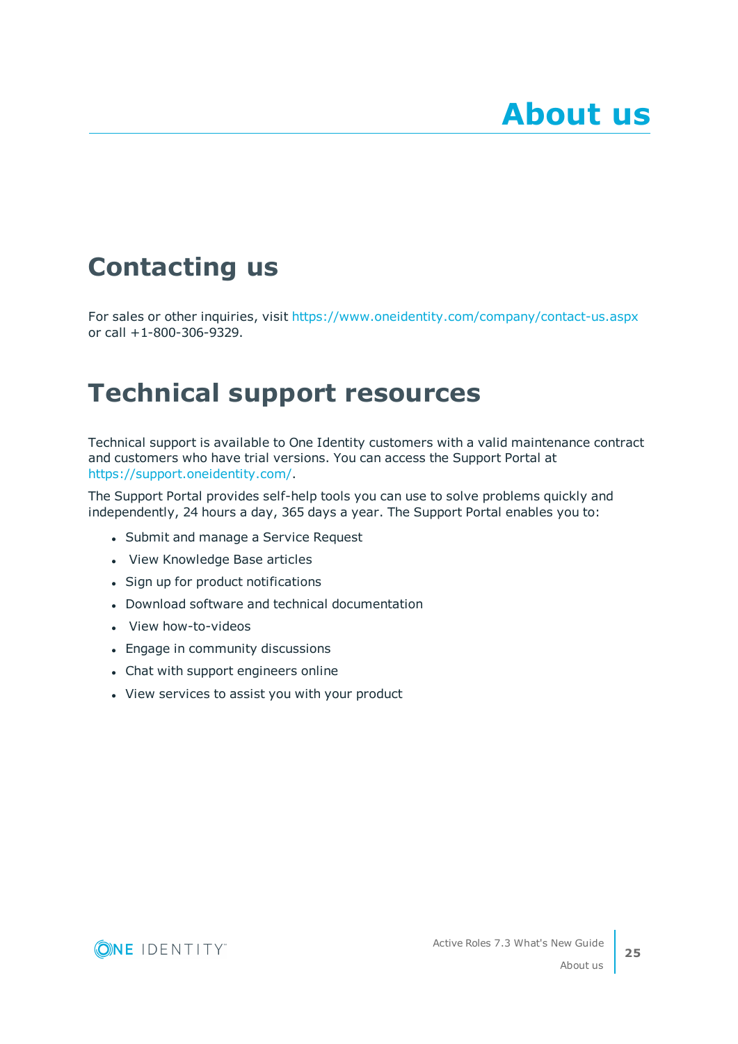# About us

## Contacting us

For sales or other inquiries, visit https://www.oneidentity.com/company/contact-us.aspx or call +1-800-306-9329.

## Technical support resources

Technical support is available to One Identity customers with a valid maintenance contract and customers who have trial versions. You can access the Support Portal at https://support.oneidentity.com/.

The Support Portal provides self-help tools you can use to solve problems quickly and independently, 24 hours a day, 365 days a year. The Support Portal enables you to:

- Submit and manage a Service Request
- View Knowledge Base articles
- Sign up for product notifications
- Download software and technical documentation
- View how-to-videos
- Engage in community discussions
- Chat with support engineers online
- View services to assist you with your product